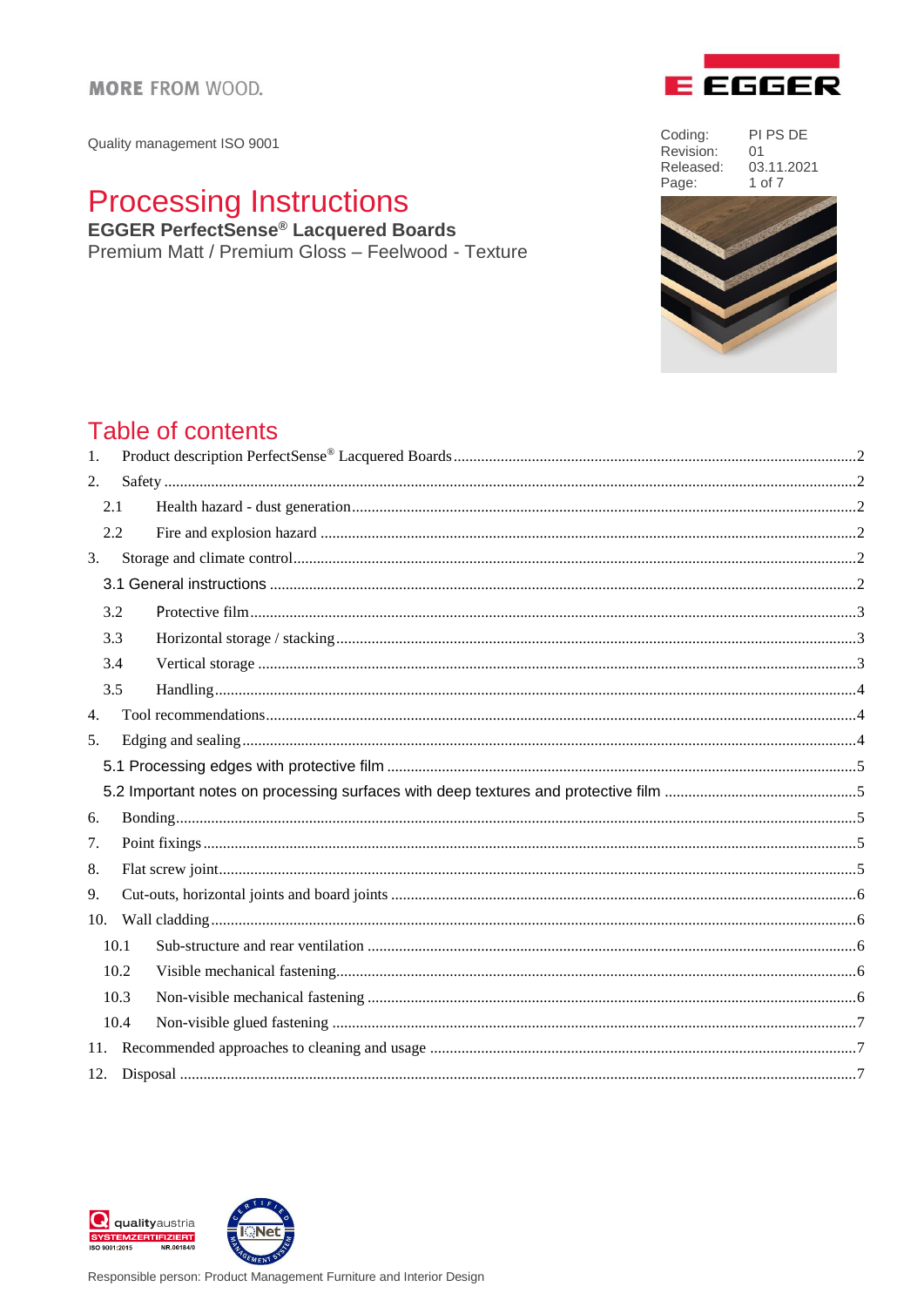MORE FROM WOOD.

Quality management ISO 9001

| Coding: | PI PS DE |
| --- | --- |
| Revision: | 01 |
| Released: | 03.11.2021 |
| Page: | 1 of 7 |

# Processing Instructions

**EGGER PerfectSense® Lacquered Boards**

Premium Matt / Premium Gloss – Feelwood - Texture

## Table of contents

1. Product description PerfectSense® Lacquered Boards .....2
2. Safety .....2
   - 2.1 Health hazard - dust generation .....2
   - 2.2 Fire and explosion hazard .....2
3. Storage and climate control .....2
   - 3.1 General instructions .....2
   - 3.2 Protective film .....3
   - 3.3 Horizontal storage / stacking .....3
   - 3.4 Vertical storage .....3
   - 3.5 Handling .....4
4. Tool recommendations .....4
5. Edging and sealing .....4
   - 5.1 Processing edges with protective film .....5
   - 5.2 Important notes on processing surfaces with deep textures and protective film .....5
6. Bonding .....5
7. Point fixings .....5
8. Flat screw joint .....5
9. Cut-outs, horizontal joints and board joints .....6
10. Wall cladding .....6
    - 10.1 Sub-structure and rear ventilation .....6
    - 10.2 Visible mechanical fastening .....6
    - 10.3 Non-visible mechanical fastening .....6
    - 10.4 Non-visible glued fastening .....7
11. Recommended approaches to cleaning and usage .....7
12. Disposal .....7

Responsible person: Product Management Furniture and Interior Design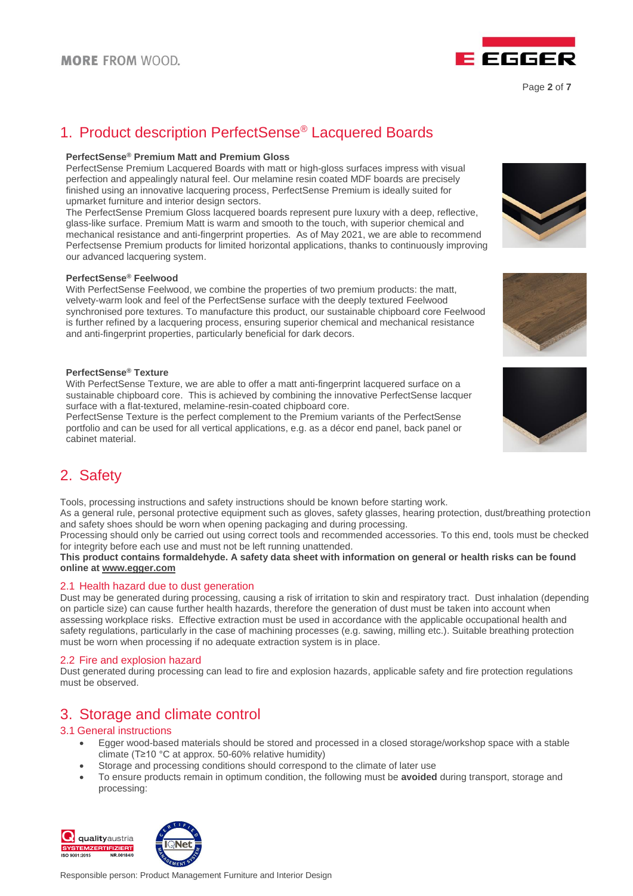# 1. Product description PerfectSense® Lacquered Boards

**PerfectSense® Premium Matt and Premium Gloss**

PerfectSense Premium Lacquered Boards with matt or high-gloss surfaces impress with visual perfection and appealingly natural feel. Our melamine resin coated MDF boards are precisely finished using an innovative lacquering process, PerfectSense Premium is ideally suited for upmarket furniture and interior design sectors.

The PerfectSense Premium Gloss lacquered boards represent pure luxury with a deep, reflective, glass-like surface. Premium Matt is warm and smooth to the touch, with superior chemical and mechanical resistance and anti-fingerprint properties. As of May 2021, we are able to recommend Perfectsense Premium products for limited horizontal applications, thanks to continuously improving our advanced lacquering system.

**PerfectSense® Feelwood**

With PerfectSense Feelwood, we combine the properties of two premium products: the matt, velvety-warm look and feel of the PerfectSense surface with the deeply textured Feelwood synchronised pore textures. To manufacture this product, our sustainable chipboard core Feelwood is further refined by a lacquering process, ensuring superior chemical and mechanical resistance and anti-fingerprint properties, particularly beneficial for dark decors.

**PerfectSense® Texture**

With PerfectSense Texture, we are able to offer a matt anti-fingerprint lacquered surface on a sustainable chipboard core. This is achieved by combining the innovative PerfectSense lacquer surface with a flat-textured, melamine-resin-coated chipboard core.

PerfectSense Texture is the perfect complement to the Premium variants of the PerfectSense portfolio and can be used for all vertical applications, e.g. as a décor end panel, back panel or cabinet material.

# 2. Safety

Tools, processing instructions and safety instructions should be known before starting work.

As a general rule, personal protective equipment such as gloves, safety glasses, hearing protection, dust/breathing protection and safety shoes should be worn when opening packaging and during processing.

Processing should only be carried out using correct tools and recommended accessories. To this end, tools must be checked for integrity before each use and must not be left running unattended.

**This product contains formaldehyde. A safety data sheet with information on general or health risks can be found online at www.egger.com**

## 2.1 Health hazard due to dust generation

Dust may be generated during processing, causing a risk of irritation to skin and respiratory tract. Dust inhalation (depending on particle size) can cause further health hazards, therefore the generation of dust must be taken into account when assessing workplace risks. Effective extraction must be used in accordance with the applicable occupational health and safety regulations, particularly in the case of machining processes (e.g. sawing, milling etc.). Suitable breathing protection must be worn when processing if no adequate extraction system is in place.

## 2.2 Fire and explosion hazard

Dust generated during processing can lead to fire and explosion hazards, applicable safety and fire protection regulations must be observed.

# 3. Storage and climate control

## 3.1 General instructions

- Egger wood-based materials should be stored and processed in a closed storage/workshop space with a stable climate (T≥10 °C at approx. 50-60% relative humidity)
- Storage and processing conditions should correspond to the climate of later use
- To ensure products remain in optimum condition, the following must be **avoided** during transport, storage and processing:

Responsible person: Product Management Furniture and Interior Design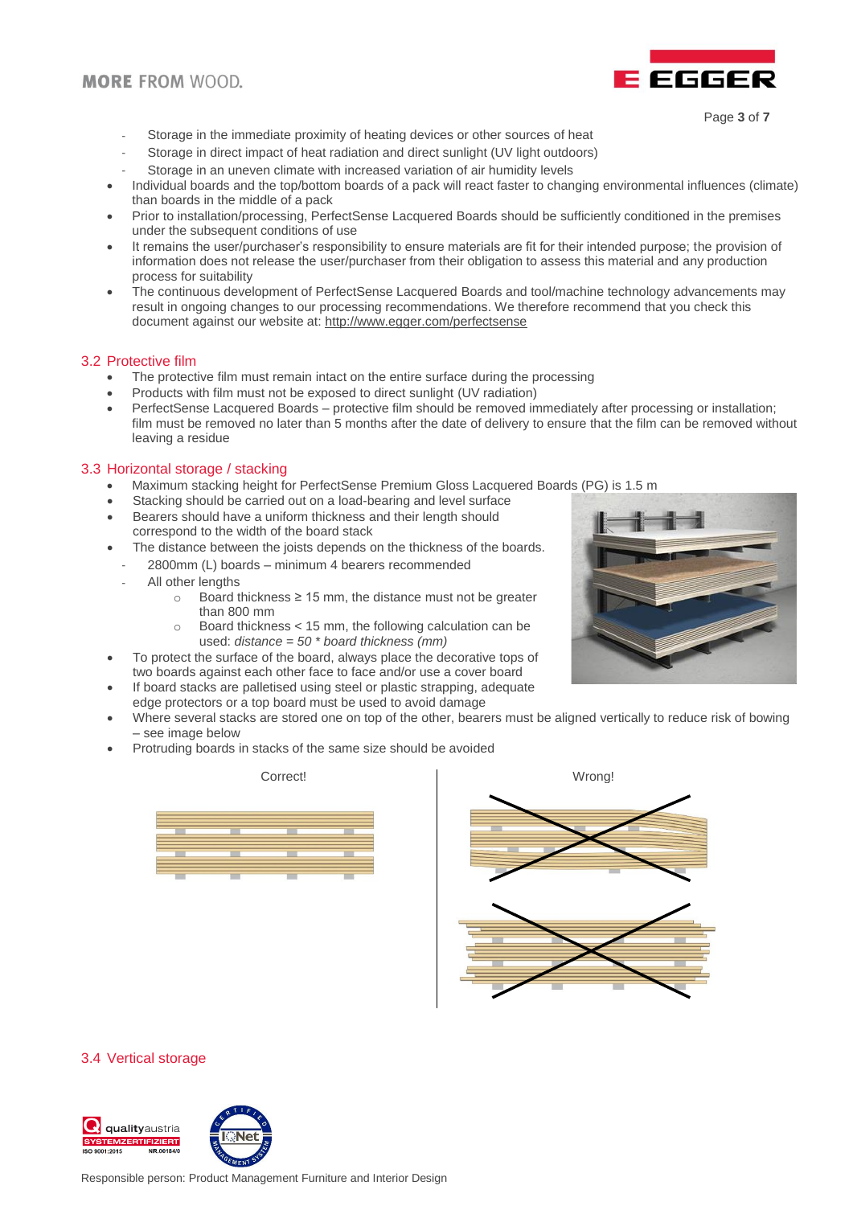- Storage in the immediate proximity of heating devices or other sources of heat
  - Storage in direct impact of heat radiation and direct sunlight (UV light outdoors)
  - Storage in an uneven climate with increased variation of air humidity levels
- Individual boards and the top/bottom boards of a pack will react faster to changing environmental influences (climate) than boards in the middle of a pack
- Prior to installation/processing, PerfectSense Lacquered Boards should be sufficiently conditioned in the premises under the subsequent conditions of use
- It remains the user/purchaser's responsibility to ensure materials are fit for their intended purpose; the provision of information does not release the user/purchaser from their obligation to assess this material and any production process for suitability
- The continuous development of PerfectSense Lacquered Boards and tool/machine technology advancements may result in ongoing changes to our processing recommendations. We therefore recommend that you check this document against our website at: http://www.egger.com/perfectsense

## 3.2 Protective film

- The protective film must remain intact on the entire surface during the processing
- Products with film must not be exposed to direct sunlight (UV radiation)
- PerfectSense Lacquered Boards – protective film should be removed immediately after processing or installation; film must be removed no later than 5 months after the date of delivery to ensure that the film can be removed without leaving a residue

## 3.3 Horizontal storage / stacking

- Maximum stacking height for PerfectSense Premium Gloss Lacquered Boards (PG) is 1.5 m
- Stacking should be carried out on a load-bearing and level surface
- Bearers should have a uniform thickness and their length should correspond to the width of the board stack
- The distance between the joists depends on the thickness of the boards.
  - 2800mm (L) boards – minimum 4 bearers recommended
  - All other lengths
    - Board thickness ≥ 15 mm, the distance must not be greater than 800 mm
    - Board thickness < 15 mm, the following calculation can be used: *distance = 50 * board thickness (mm)*
- To protect the surface of the board, always place the decorative tops of two boards against each other face to face and/or use a cover board
- If board stacks are palletised using steel or plastic strapping, adequate edge protectors or a top board must be used to avoid damage
- Where several stacks are stored one on top of the other, bearers must be aligned vertically to reduce risk of bowing – see image below
- Protruding boards in stacks of the same size should be avoided

Correct!

Wrong!

## 3.4 Vertical storage

Responsible person: Product Management Furniture and Interior Design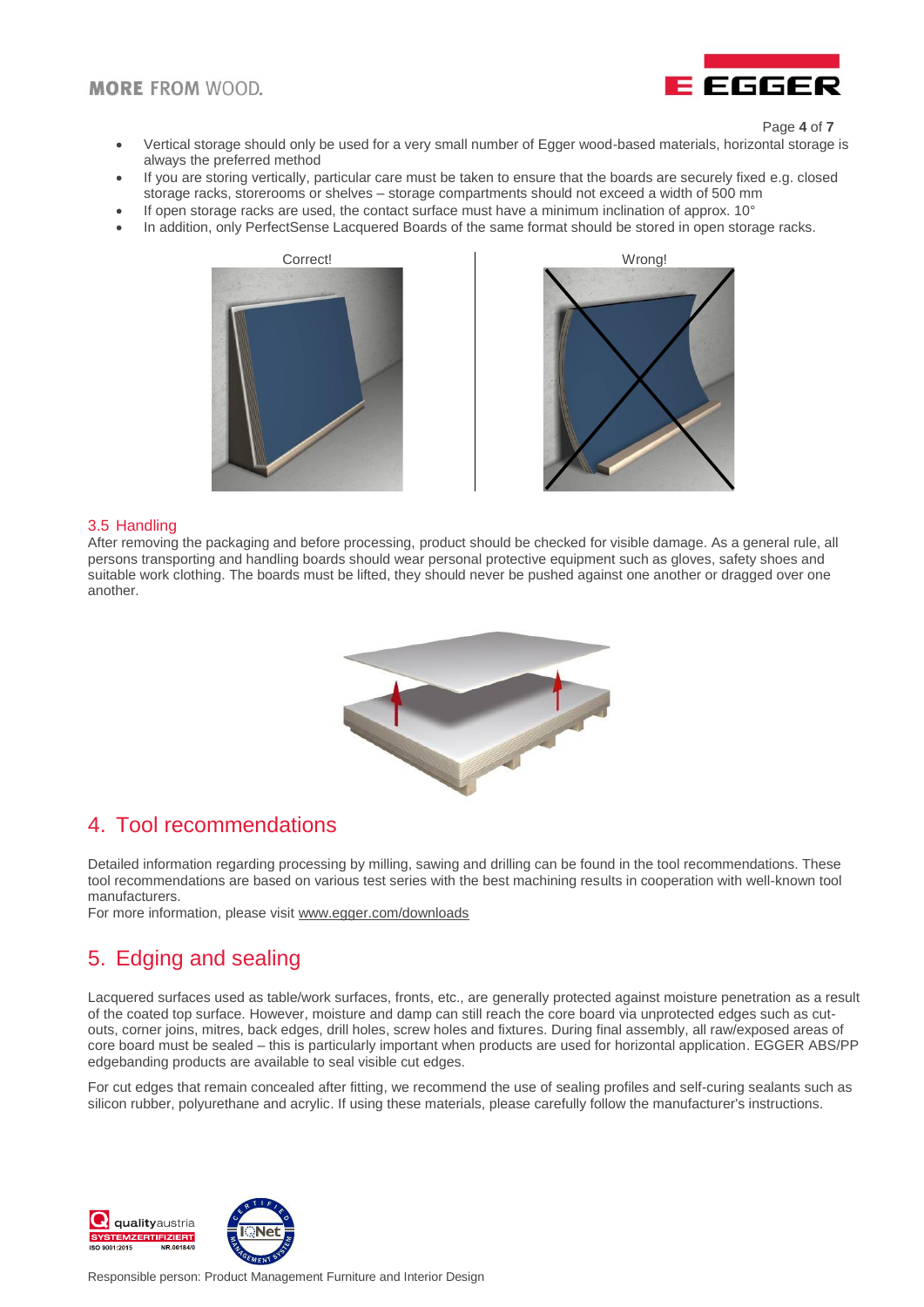- Vertical storage should only be used for a very small number of Egger wood-based materials, horizontal storage is always the preferred method
- If you are storing vertically, particular care must be taken to ensure that the boards are securely fixed e.g. closed storage racks, storerooms or shelves – storage compartments should not exceed a width of 500 mm
- If open storage racks are used, the contact surface must have a minimum inclination of approx. 10°
- In addition, only PerfectSense Lacquered Boards of the same format should be stored in open storage racks.

Correct!

Wrong!

### 3.5 Handling

After removing the packaging and before processing, product should be checked for visible damage. As a general rule, all persons transporting and handling boards should wear personal protective equipment such as gloves, safety shoes and suitable work clothing. The boards must be lifted, they should never be pushed against one another or dragged over one another.

## 4. Tool recommendations

Detailed information regarding processing by milling, sawing and drilling can be found in the tool recommendations. These tool recommendations are based on various test series with the best machining results in cooperation with well-known tool manufacturers.
For more information, please visit www.egger.com/downloads

## 5. Edging and sealing

Lacquered surfaces used as table/work surfaces, fronts, etc., are generally protected against moisture penetration as a result of the coated top surface. However, moisture and damp can still reach the core board via unprotected edges such as cut-outs, corner joins, mitres, back edges, drill holes, screw holes and fixtures. During final assembly, all raw/exposed areas of core board must be sealed – this is particularly important when products are used for horizontal application. EGGER ABS/PP edgebanding products are available to seal visible cut edges.

For cut edges that remain concealed after fitting, we recommend the use of sealing profiles and self-curing sealants such as silicon rubber, polyurethane and acrylic. If using these materials, please carefully follow the manufacturer's instructions.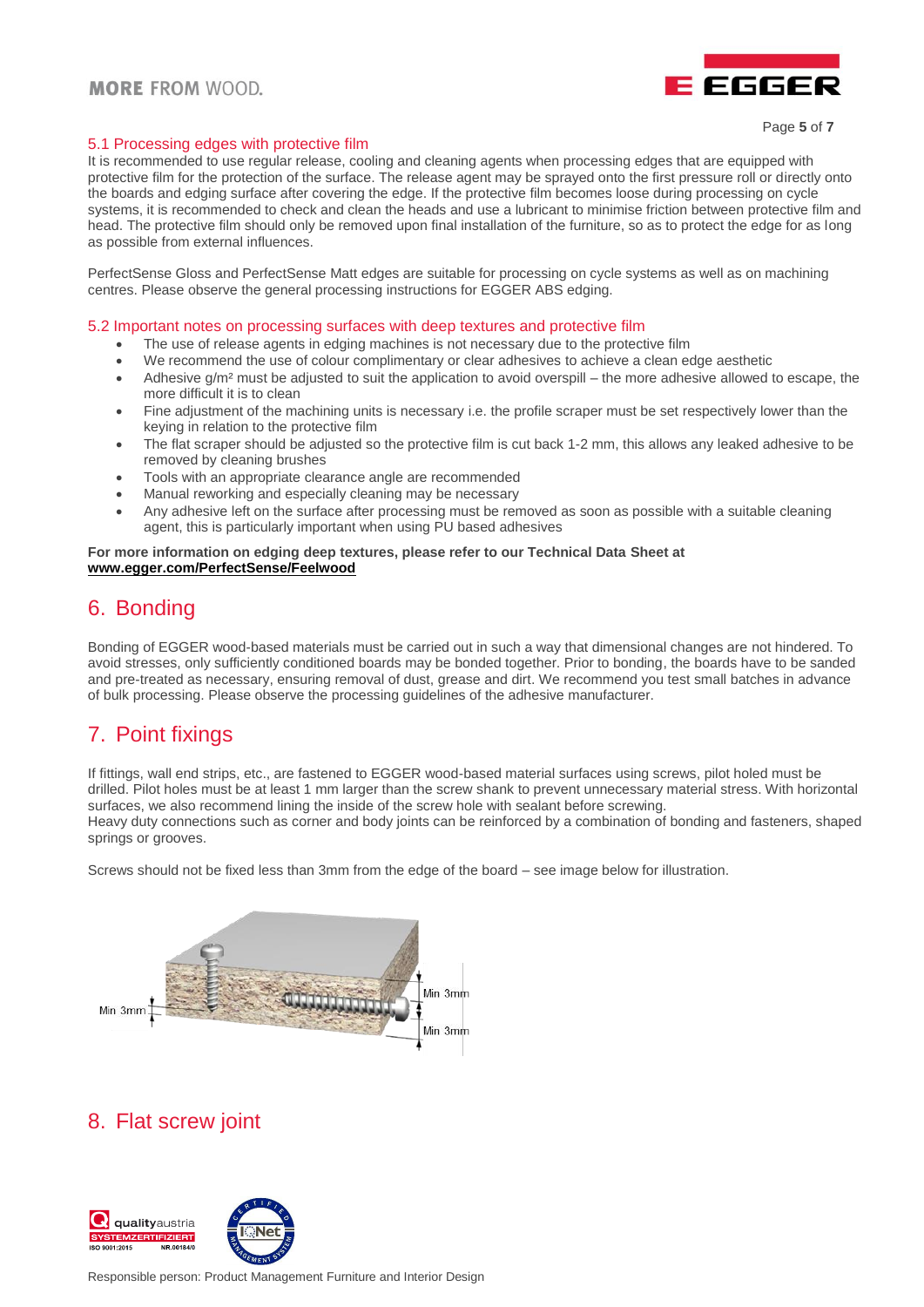### 5.1 Processing edges with protective film

It is recommended to use regular release, cooling and cleaning agents when processing edges that are equipped with protective film for the protection of the surface. The release agent may be sprayed onto the first pressure roll or directly onto the boards and edging surface after covering the edge. If the protective film becomes loose during processing on cycle systems, it is recommended to check and clean the heads and use a lubricant to minimise friction between protective film and head. The protective film should only be removed upon final installation of the furniture, so as to protect the edge for as long as possible from external influences.

PerfectSense Gloss and PerfectSense Matt edges are suitable for processing on cycle systems as well as on machining centres. Please observe the general processing instructions for EGGER ABS edging.

### 5.2 Important notes on processing surfaces with deep textures and protective film

- The use of release agents in edging machines is not necessary due to the protective film
- We recommend the use of colour complimentary or clear adhesives to achieve a clean edge aesthetic
- Adhesive g/m² must be adjusted to suit the application to avoid overspill – the more adhesive allowed to escape, the more difficult it is to clean
- Fine adjustment of the machining units is necessary i.e. the profile scraper must be set respectively lower than the keying in relation to the protective film
- The flat scraper should be adjusted so the protective film is cut back 1-2 mm, this allows any leaked adhesive to be removed by cleaning brushes
- Tools with an appropriate clearance angle are recommended
- Manual reworking and especially cleaning may be necessary
- Any adhesive left on the surface after processing must be removed as soon as possible with a suitable cleaning agent, this is particularly important when using PU based adhesives

**For more information on edging deep textures, please refer to our Technical Data Sheet at www.egger.com/PerfectSense/Feelwood**

## 6. Bonding

Bonding of EGGER wood-based materials must be carried out in such a way that dimensional changes are not hindered. To avoid stresses, only sufficiently conditioned boards may be bonded together. Prior to bonding, the boards have to be sanded and pre-treated as necessary, ensuring removal of dust, grease and dirt. We recommend you test small batches in advance of bulk processing. Please observe the processing guidelines of the adhesive manufacturer.

## 7. Point fixings

If fittings, wall end strips, etc., are fastened to EGGER wood-based material surfaces using screws, pilot holed must be drilled. Pilot holes must be at least 1 mm larger than the screw shank to prevent unnecessary material stress. With horizontal surfaces, we also recommend lining the inside of the screw hole with sealant before screwing.
Heavy duty connections such as corner and body joints can be reinforced by a combination of bonding and fasteners, shaped springs or grooves.

Screws should not be fixed less than 3mm from the edge of the board – see image below for illustration.

Min 3mm

Min 3mm

Min 3mm

## 8. Flat screw joint

Responsible person: Product Management Furniture and Interior Design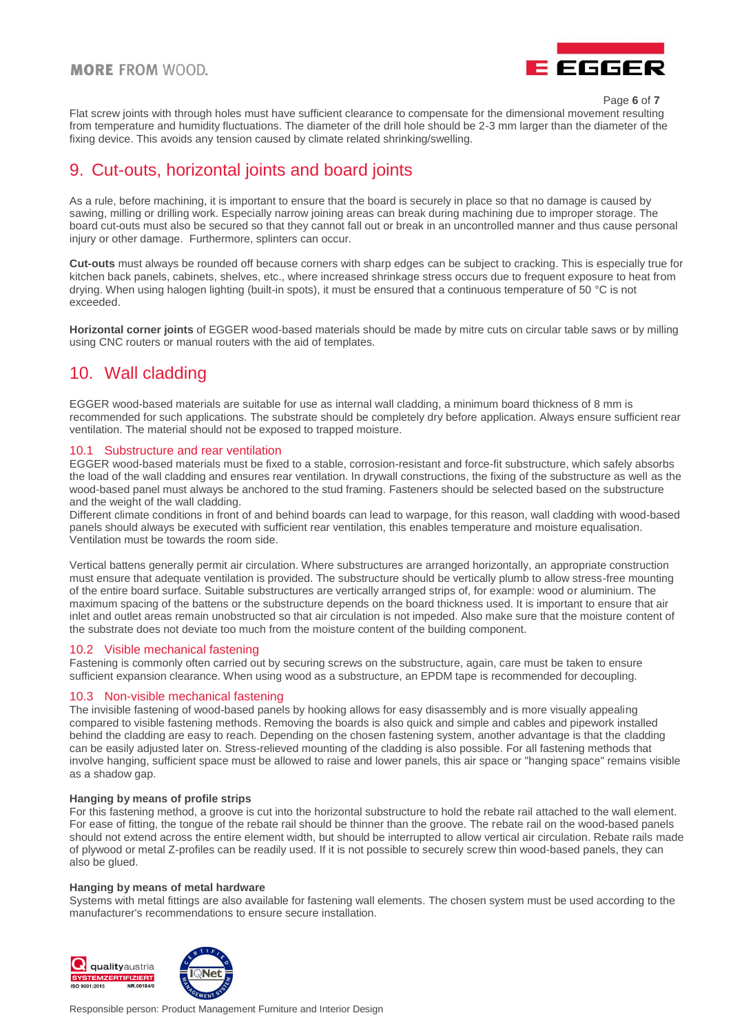Flat screw joints with through holes must have sufficient clearance to compensate for the dimensional movement resulting from temperature and humidity fluctuations. The diameter of the drill hole should be 2-3 mm larger than the diameter of the fixing device. This avoids any tension caused by climate related shrinking/swelling.

## 9. Cut-outs, horizontal joints and board joints

As a rule, before machining, it is important to ensure that the board is securely in place so that no damage is caused by sawing, milling or drilling work. Especially narrow joining areas can break during machining due to improper storage. The board cut-outs must also be secured so that they cannot fall out or break in an uncontrolled manner and thus cause personal injury or other damage. Furthermore, splinters can occur.

**Cut-outs** must always be rounded off because corners with sharp edges can be subject to cracking. This is especially true for kitchen back panels, cabinets, shelves, etc., where increased shrinkage stress occurs due to frequent exposure to heat from drying. When using halogen lighting (built-in spots), it must be ensured that a continuous temperature of 50 °C is not exceeded.

**Horizontal corner joints** of EGGER wood-based materials should be made by mitre cuts on circular table saws or by milling using CNC routers or manual routers with the aid of templates.

## 10. Wall cladding

EGGER wood-based materials are suitable for use as internal wall cladding, a minimum board thickness of 8 mm is recommended for such applications. The substrate should be completely dry before application. Always ensure sufficient rear ventilation. The material should not be exposed to trapped moisture.

### 10.1 Substructure and rear ventilation

EGGER wood-based materials must be fixed to a stable, corrosion-resistant and force-fit substructure, which safely absorbs the load of the wall cladding and ensures rear ventilation. In drywall constructions, the fixing of the substructure as well as the wood-based panel must always be anchored to the stud framing. Fasteners should be selected based on the substructure and the weight of the wall cladding.
Different climate conditions in front of and behind boards can lead to warpage, for this reason, wall cladding with wood-based panels should always be executed with sufficient rear ventilation, this enables temperature and moisture equalisation. Ventilation must be towards the room side.

Vertical battens generally permit air circulation. Where substructures are arranged horizontally, an appropriate construction must ensure that adequate ventilation is provided. The substructure should be vertically plumb to allow stress-free mounting of the entire board surface. Suitable substructures are vertically arranged strips of, for example: wood or aluminium. The maximum spacing of the battens or the substructure depends on the board thickness used. It is important to ensure that air inlet and outlet areas remain unobstructed so that air circulation is not impeded. Also make sure that the moisture content of the substrate does not deviate too much from the moisture content of the building component.

### 10.2 Visible mechanical fastening

Fastening is commonly often carried out by securing screws on the substructure, again, care must be taken to ensure sufficient expansion clearance. When using wood as a substructure, an EPDM tape is recommended for decoupling.

### 10.3 Non-visible mechanical fastening

The invisible fastening of wood-based panels by hooking allows for easy disassembly and is more visually appealing compared to visible fastening methods. Removing the boards is also quick and simple and cables and pipework installed behind the cladding are easy to reach. Depending on the chosen fastening system, another advantage is that the cladding can be easily adjusted later on. Stress-relieved mounting of the cladding is also possible. For all fastening methods that involve hanging, sufficient space must be allowed to raise and lower panels, this air space or "hanging space" remains visible as a shadow gap.

**Hanging by means of profile strips**

For this fastening method, a groove is cut into the horizontal substructure to hold the rebate rail attached to the wall element. For ease of fitting, the tongue of the rebate rail should be thinner than the groove. The rebate rail on the wood-based panels should not extend across the entire element width, but should be interrupted to allow vertical air circulation. Rebate rails made of plywood or metal Z-profiles can be readily used. If it is not possible to securely screw thin wood-based panels, they can also be glued.

**Hanging by means of metal hardware**

Systems with metal fittings are also available for fastening wall elements. The chosen system must be used according to the manufacturer's recommendations to ensure secure installation.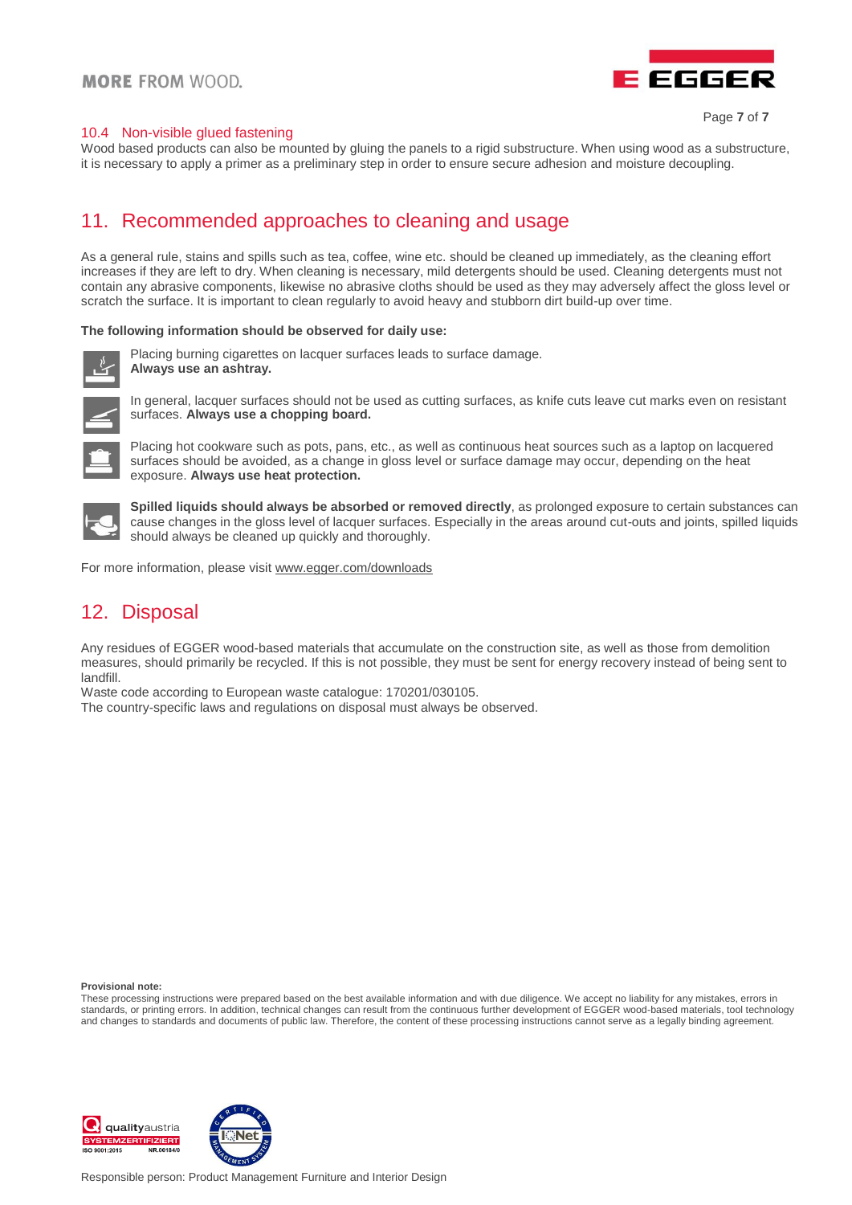### 10.4 Non-visible glued fastening

Wood based products can also be mounted by gluing the panels to a rigid substructure. When using wood as a substructure, it is necessary to apply a primer as a preliminary step in order to ensure secure adhesion and moisture decoupling.

## 11. Recommended approaches to cleaning and usage

As a general rule, stains and spills such as tea, coffee, wine etc. should be cleaned up immediately, as the cleaning effort increases if they are left to dry. When cleaning is necessary, mild detergents should be used. Cleaning detergents must not contain any abrasive components, likewise no abrasive cloths should be used as they may adversely affect the gloss level or scratch the surface. It is important to clean regularly to avoid heavy and stubborn dirt build-up over time.

**The following information should be observed for daily use:**

Placing burning cigarettes on lacquer surfaces leads to surface damage. **Always use an ashtray.**

In general, lacquer surfaces should not be used as cutting surfaces, as knife cuts leave cut marks even on resistant surfaces. **Always use a chopping board.**

Placing hot cookware such as pots, pans, etc., as well as continuous heat sources such as a laptop on lacquered surfaces should be avoided, as a change in gloss level or surface damage may occur, depending on the heat exposure. **Always use heat protection.**

**Spilled liquids should always be absorbed or removed directly**, as prolonged exposure to certain substances can cause changes in the gloss level of lacquer surfaces. Especially in the areas around cut-outs and joints, spilled liquids should always be cleaned up quickly and thoroughly.

For more information, please visit www.egger.com/downloads

## 12. Disposal

Any residues of EGGER wood-based materials that accumulate on the construction site, as well as those from demolition measures, should primarily be recycled. If this is not possible, they must be sent for energy recovery instead of being sent to landfill.
Waste code according to European waste catalogue: 170201/030105.
The country-specific laws and regulations on disposal must always be observed.

**Provisional note:**
These processing instructions were prepared based on the best available information and with due diligence. We accept no liability for any mistakes, errors in standards, or printing errors. In addition, technical changes can result from the continuous further development of EGGER wood-based materials, tool technology and changes to standards and documents of public law. Therefore, the content of these processing instructions cannot serve as a legally binding agreement.

Responsible person: Product Management Furniture and Interior Design